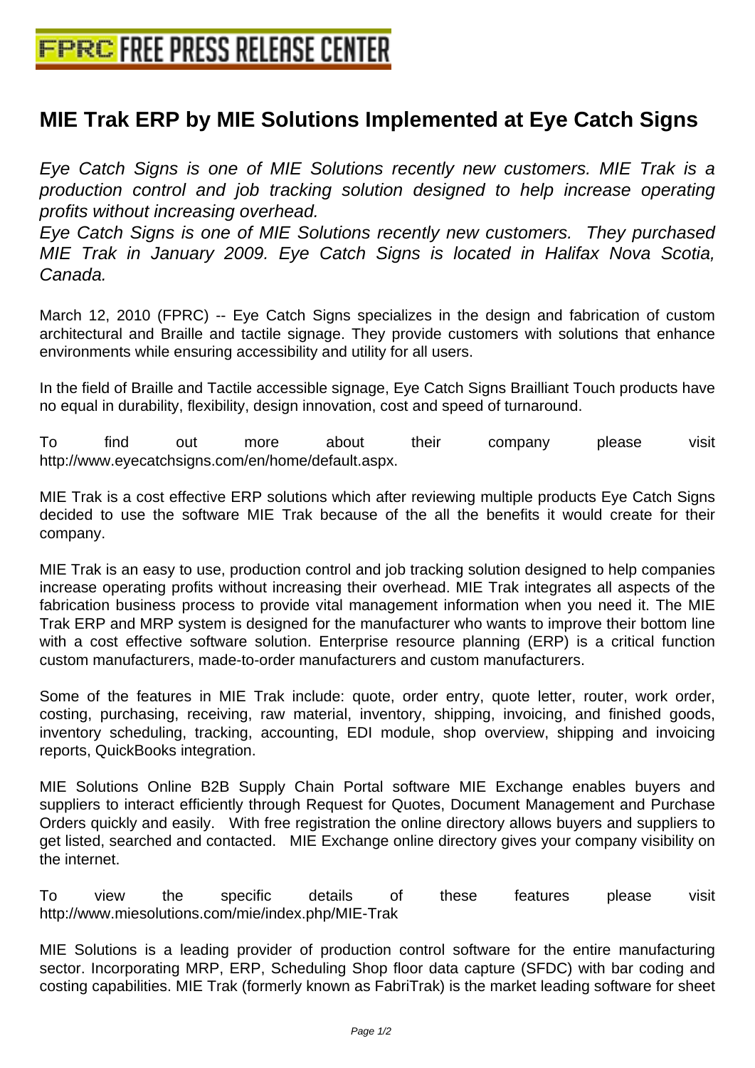# MIE Trak ERP by MIE Solutions Implemented at Eye Catch Signs

*Eye Catch Signs is one of MIE Solutions recently new customers. MIE Trak is a production control and job tracking solution designed to help increase operating profits without increasing overhead.*

*Eye Catch Signs is one of MIE Solutions recently new customers. They purchased MIE Trak in January 2009. Eye Catch Signs is located in Halifax Nova Scotia, Canada.*

March 12, 2010 (FPRC) -- Eye Catch Signs specializes in the design and fabrication of custom architectural and Braille and tactile signage. They provide customers with solutions that enhance environments while ensuring accessibility and utility for all users.

In the field of Braille and Tactile accessible signage, Eye Catch Signs Brailliant Touch products have no equal in durability, flexibility, design innovation, cost and speed of turnaround.

To find out more about their company please visit http://www.eyecatchsigns.com/en/home/default.aspx.

MIE Trak is a cost effective ERP solutions which after reviewing multiple products Eye Catch Signs decided to use the software MIE Trak because of the all the benefits it would create for their company.

MIE Trak is an easy to use, production control and job tracking solution designed to help companies increase operating profits without increasing their overhead. MIE Trak integrates all aspects of the fabrication business process to provide vital management information when you need it. The MIE Trak ERP and MRP system is designed for the manufacturer who wants to improve their bottom line with a cost effective software solution. Enterprise resource planning (ERP) is a critical function custom manufacturers, made-to-order manufacturers and custom manufacturers.

Some of the features in MIE Trak include: quote, order entry, quote letter, router, work order, costing, purchasing, receiving, raw material, inventory, shipping, invoicing, and finished goods, inventory scheduling, tracking, accounting, EDI module, shop overview, shipping and invoicing reports, QuickBooks integration.

MIE Solutions Online B2B Supply Chain Portal software MIE Exchange enables buyers and suppliers to interact efficiently through Request for Quotes, Document Management and Purchase Orders quickly and easily. With free registration the online directory allows buyers and suppliers to get listed, searched and contacted. MIE Exchange online directory gives your company visibility on the internet.

To view the specific details of these features please visit http://www.miesolutions.com/mie/index.php/MIE-Trak

MIE Solutions is a leading provider of production control software for the entire manufacturing sector. Incorporating MRP, ERP, Scheduling Shop floor data capture (SFDC) with bar coding and costing capabilities. MIE Trak (formerly known as FabriTrak) is the market leading software for sheet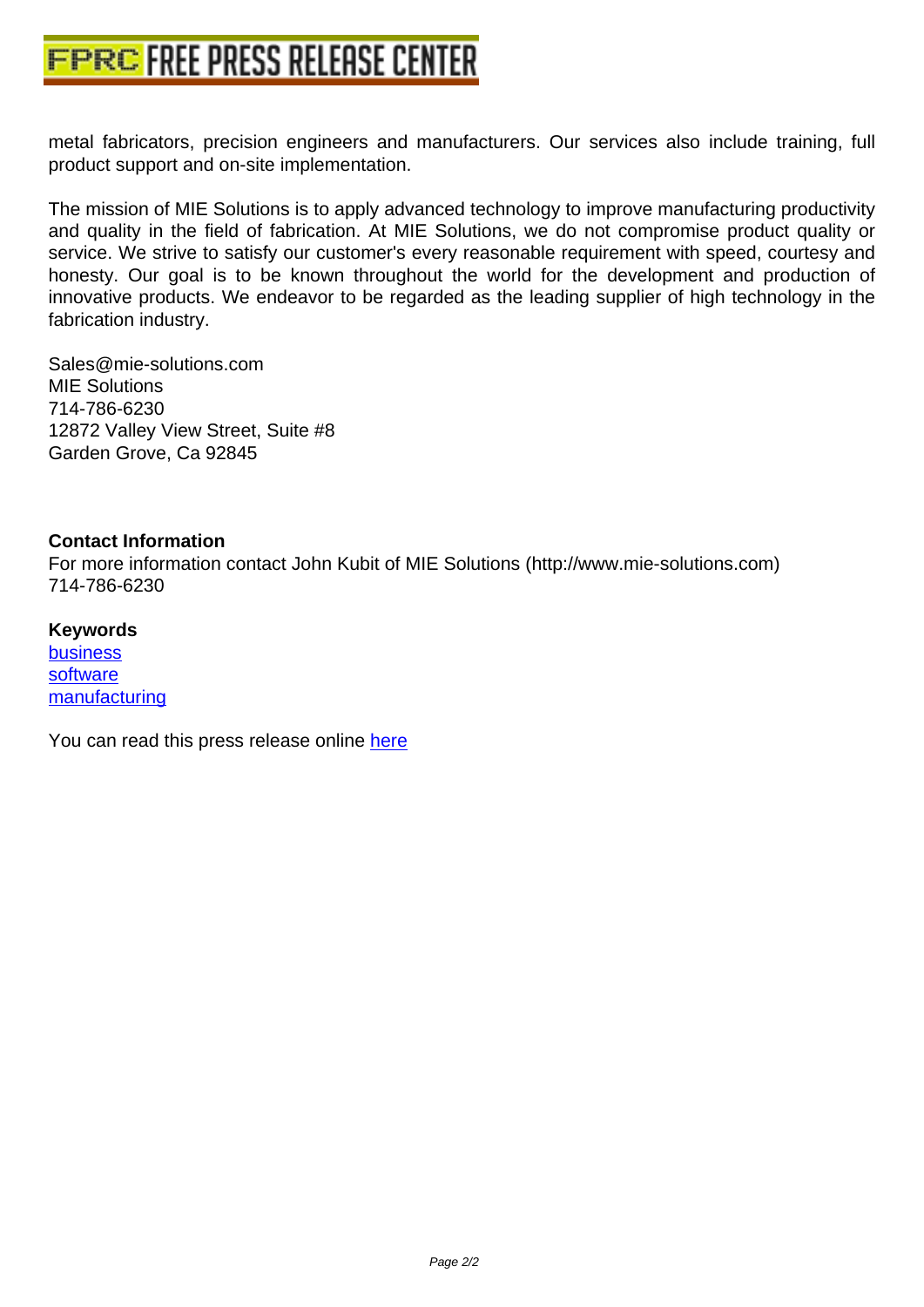metal fabricators, precision engineers and manufacturers. Our services also include training, full product support and on-site implementation.

The mission of MIE Solutions is to apply advanced technology to improve manufacturing productivity and quality in the field of fabrication. At MIE Solutions, we do not compromise product quality or service. We strive to satisfy our customer's every reasonable requirement with speed, courtesy and honesty. Our goal is to be known throughout the world for the development and production of innovative products. We endeavor to be regarded as the leading supplier of high technology in the fabrication industry.

Sales@mie-solutions.com  
MIE Solutions  
714-786-6230  
12872 Valley View Street, Suite #8  
Garden Grove, Ca 92845

**Contact Information**  
For more information contact John Kubit of MIE Solutions (http://www.mie-solutions.com)  
714-786-6230

**Keywords**  
business  
software  
manufacturing

You can read this press release online here